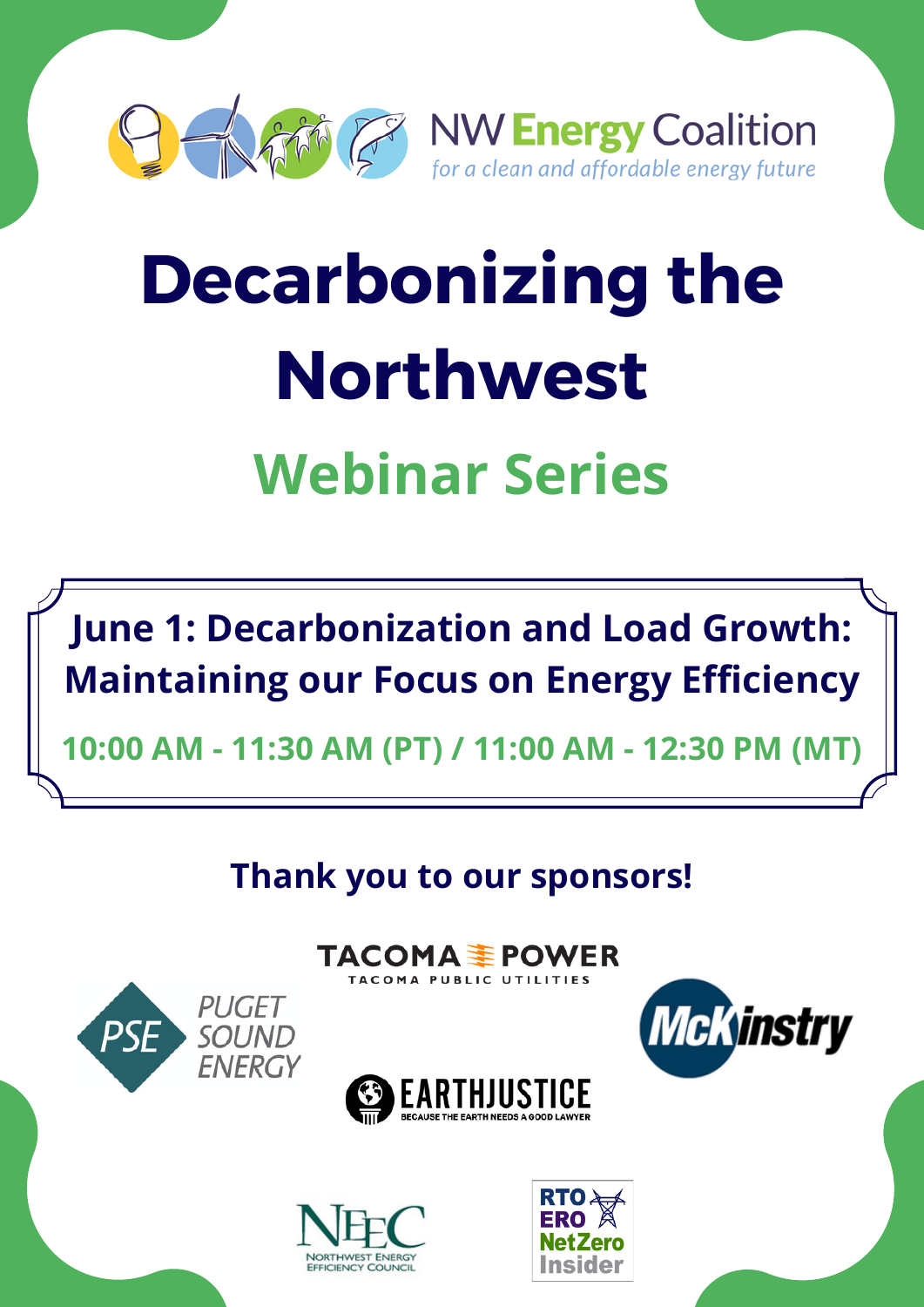NW Energy Coalition

*for a clean and affordable energy future*

# Decarbonizing the Northwest

## Webinar Series

**June 1: Decarbonization and Load Growth: Maintaining our Focus on Energy Efficiency**

**10:00 AM - 11:30 AM (PT) / 11:00 AM - 12:30 PM (MT)**

**Thank you to our sponsors!**

TACOMA POWER
TACOMA PUBLIC UTILITIES

PSE PUGET SOUND ENERGY

McKinstry

EARTHJUSTICE
BECAUSE THE EARTH NEEDS A GOOD LAWYER

NEEC
NORTHWEST ENERGY EFFICIENCY COUNCIL

RTO ERO NetZero Insider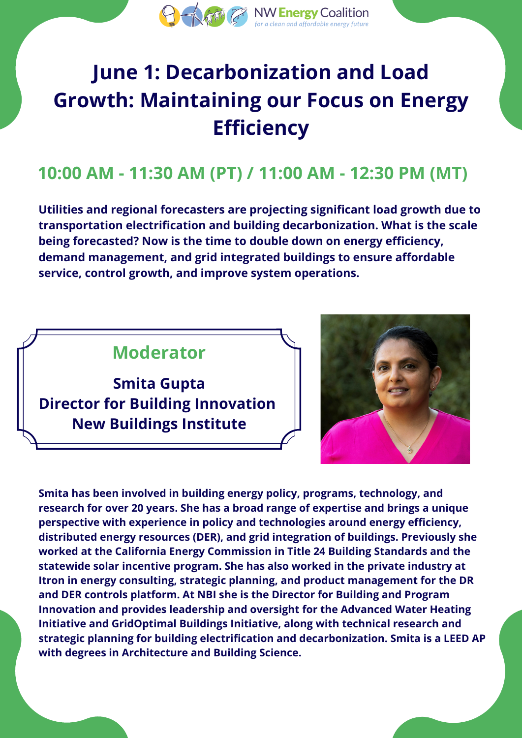NW Energy Coalition
*for a clean and affordable energy future*

# June 1: Decarbonization and Load Growth: Maintaining our Focus on Energy Efficiency

## 10:00 AM - 11:30 AM (PT) / 11:00 AM - 12:30 PM (MT)

**Utilities and regional forecasters are projecting significant load growth due to transportation electrification and building decarbonization. What is the scale being forecasted? Now is the time to double down on energy efficiency, demand management, and grid integrated buildings to ensure affordable service, control growth, and improve system operations.**

### Moderator

**Smita Gupta**
**Director for Building Innovation**
**New Buildings Institute**

**Smita has been involved in building energy policy, programs, technology, and research for over 20 years. She has a broad range of expertise and brings a unique perspective with experience in policy and technologies around energy efficiency, distributed energy resources (DER), and grid integration of buildings. Previously she worked at the California Energy Commission in Title 24 Building Standards and the statewide solar incentive program. She has also worked in the private industry at Itron in energy consulting, strategic planning, and product management for the DR and DER controls platform. At NBI she is the Director for Building and Program Innovation and provides leadership and oversight for the Advanced Water Heating Initiative and GridOptimal Buildings Initiative, along with technical research and strategic planning for building electrification and decarbonization. Smita is a LEED AP with degrees in Architecture and Building Science.**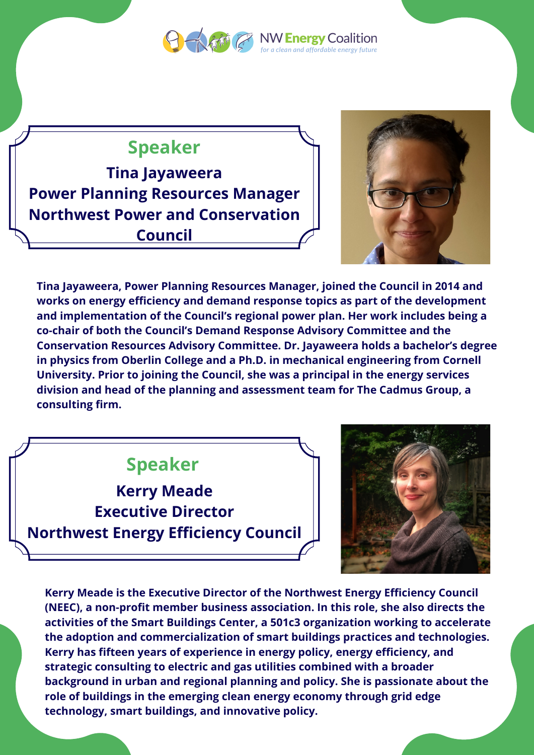NW Energy Coalition
*for a clean and affordable energy future*

## Speaker

**Tina Jayaweera**
**Power Planning Resources Manager**
**Northwest Power and Conservation Council**

**Tina Jayaweera, Power Planning Resources Manager, joined the Council in 2014 and works on energy efficiency and demand response topics as part of the development and implementation of the Council's regional power plan. Her work includes being a co-chair of both the Council's Demand Response Advisory Committee and the Conservation Resources Advisory Committee. Dr. Jayaweera holds a bachelor's degree in physics from Oberlin College and a Ph.D. in mechanical engineering from Cornell University. Prior to joining the Council, she was a principal in the energy services division and head of the planning and assessment team for The Cadmus Group, a consulting firm.**

## Speaker

**Kerry Meade**
**Executive Director**
**Northwest Energy Efficiency Council**

**Kerry Meade is the Executive Director of the Northwest Energy Efficiency Council (NEEC), a non-profit member business association. In this role, she also directs the activities of the Smart Buildings Center, a 501c3 organization working to accelerate the adoption and commercialization of smart buildings practices and technologies. Kerry has fifteen years of experience in energy policy, energy efficiency, and strategic consulting to electric and gas utilities combined with a broader background in urban and regional planning and policy. She is passionate about the role of buildings in the emerging clean energy economy through grid edge technology, smart buildings, and innovative policy.**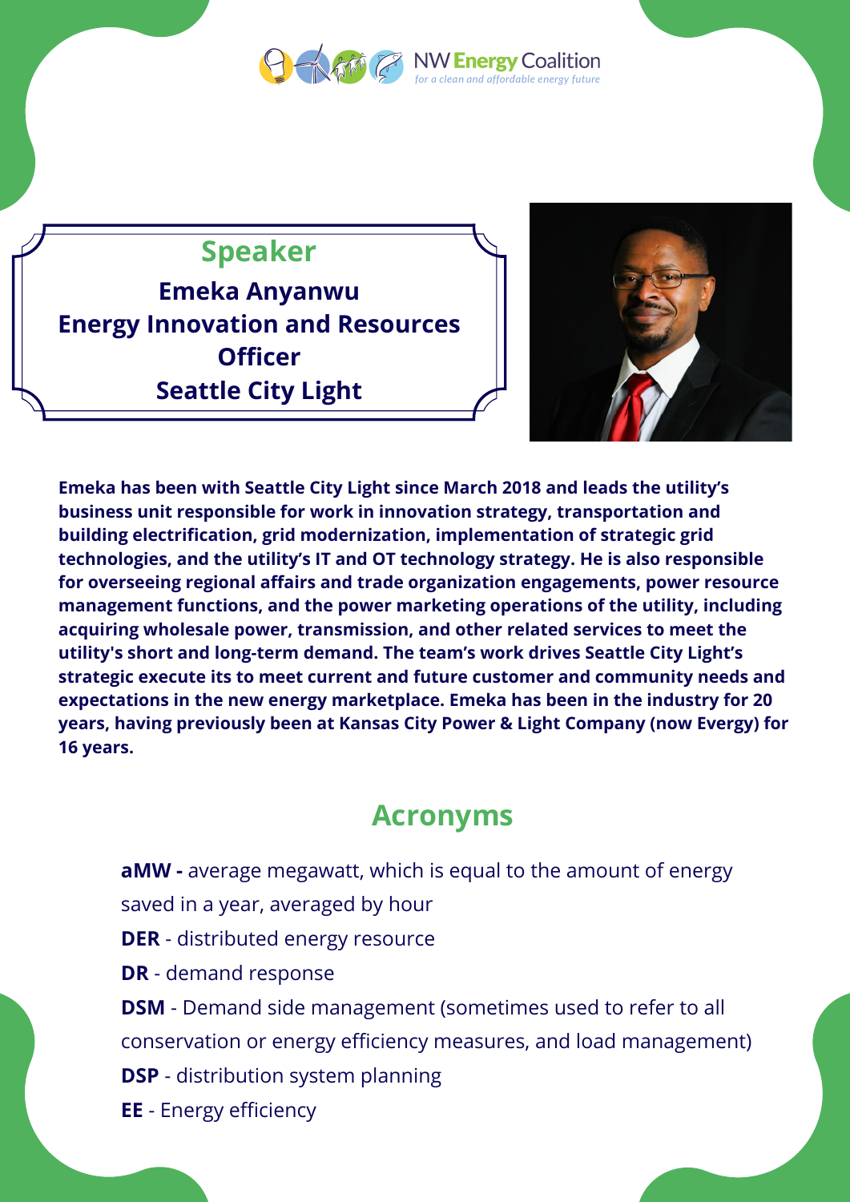NW Energy Coalition
*for a clean and affordable energy future*

## Speaker

**Emeka Anyanwu**
**Energy Innovation and Resources Officer**
**Seattle City Light**

**Emeka has been with Seattle City Light since March 2018 and leads the utility's business unit responsible for work in innovation strategy, transportation and building electrification, grid modernization, implementation of strategic grid technologies, and the utility's IT and OT technology strategy. He is also responsible for overseeing regional affairs and trade organization engagements, power resource management functions, and the power marketing operations of the utility, including acquiring wholesale power, transmission, and other related services to meet the utility's short and long-term demand. The team's work drives Seattle City Light's strategic execute its to meet current and future customer and community needs and expectations in the new energy marketplace. Emeka has been in the industry for 20 years, having previously been at Kansas City Power & Light Company (now Evergy) for 16 years.**

## Acronyms

**aMW -** average megawatt, which is equal to the amount of energy saved in a year, averaged by hour

**DER** - distributed energy resource

**DR** - demand response

**DSM** - Demand side management (sometimes used to refer to all conservation or energy efficiency measures, and load management)

**DSP** - distribution system planning

**EE** - Energy efficiency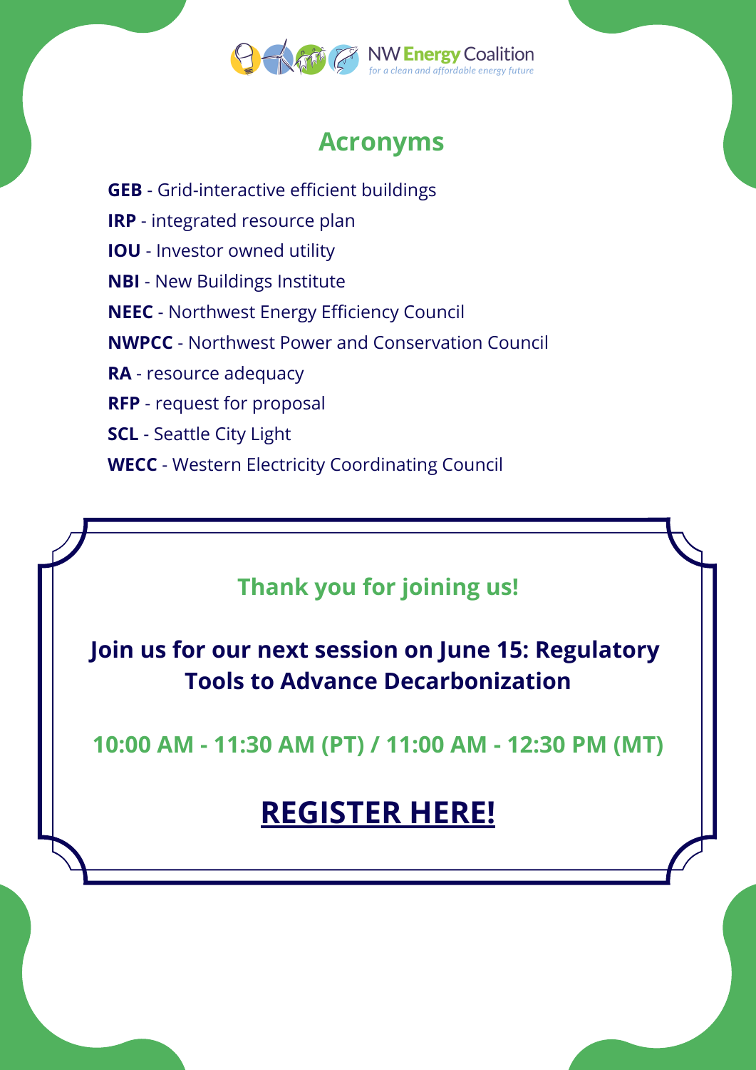NW Energy Coalition
*for a clean and affordable energy future*

## Acronyms

**GEB** - Grid-interactive efficient buildings
**IRP** - integrated resource plan
**IOU** - Investor owned utility
**NBI** - New Buildings Institute
**NEEC** - Northwest Energy Efficiency Council
**NWPCC** - Northwest Power and Conservation Council
**RA** - resource adequacy
**RFP** - request for proposal
**SCL** - Seattle City Light
**WECC** - Western Electricity Coordinating Council

### Thank you for joining us!

**Join us for our next session on June 15: Regulatory Tools to Advance Decarbonization**

**10:00 AM - 11:30 AM (PT) / 11:00 AM - 12:30 PM (MT)**

## REGISTER HERE!